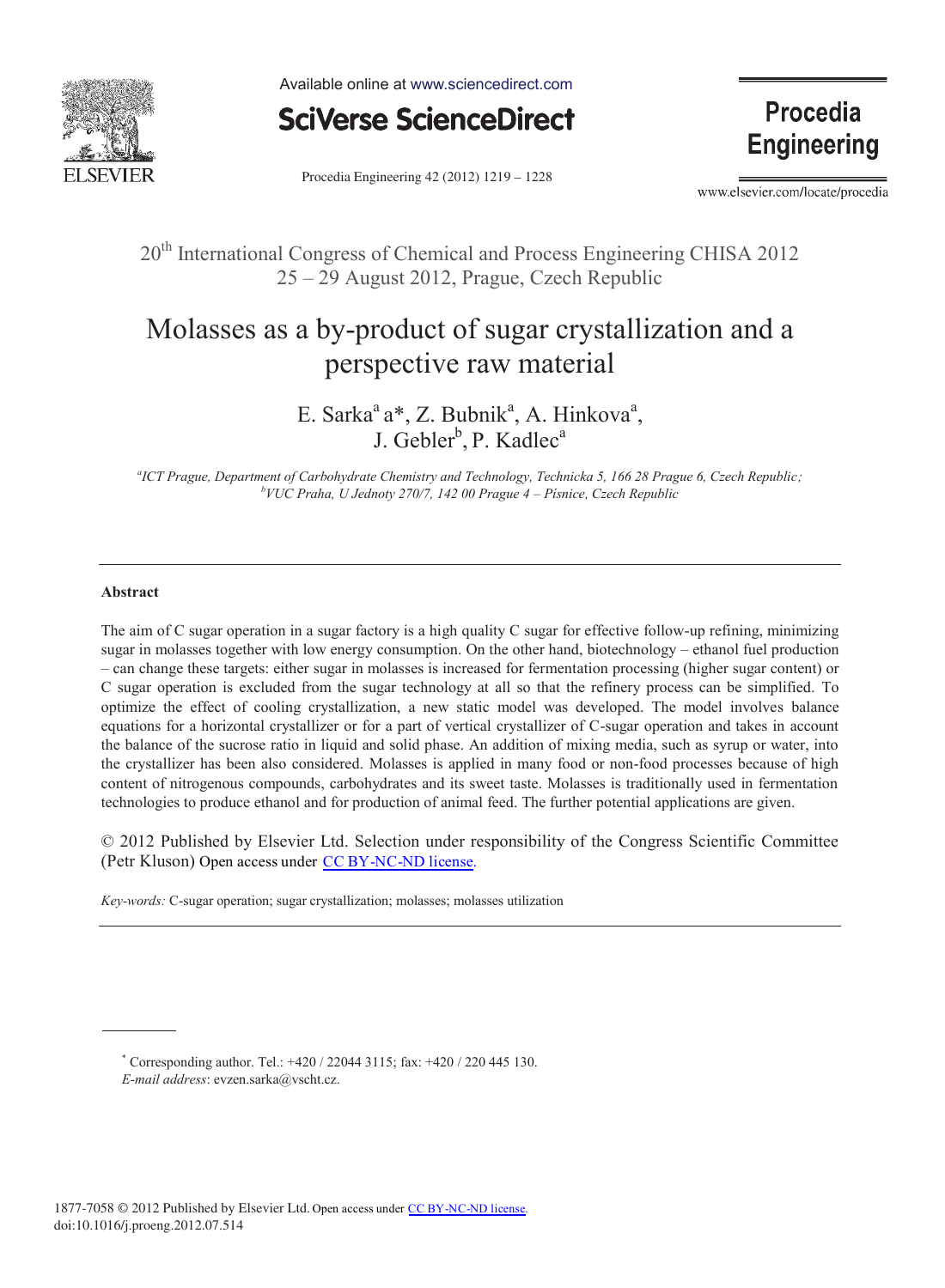20th International Congress of Chemical and Process Engineering CHISA 2012
25 – 29 August 2012, Prague, Czech Republic

# Molasses as a by-product of sugar crystallization and a perspective raw material

E. Sarka[a] a*, Z. Bubnik[a], A. Hinkova[a], J. Gebler[b], P. Kadlec[a]

[a]ICT Prague, Department of Carbohydrate Chemistry and Technology, Technicka 5, 166 28 Prague 6, Czech Republic;
[b]VUC Praha, U Jednoty 270/7, 142 00 Prague 4 – Písnice, Czech Republic

---

**Abstract**

The aim of C sugar operation in a sugar factory is a high quality C sugar for effective follow-up refining, minimizing sugar in molasses together with low energy consumption. On the other hand, biotechnology – ethanol fuel production – can change these targets: either sugar in molasses is increased for fermentation processing (higher sugar content) or C sugar operation is excluded from the sugar technology at all so that the refinery process can be simplified. To optimize the effect of cooling crystallization, a new static model was developed. The model involves balance equations for a horizontal crystallizer or for a part of vertical crystallizer of C-sugar operation and takes in account the balance of the sucrose ratio in liquid and solid phase. An addition of mixing media, such as syrup or water, into the crystallizer has been also considered. Molasses is applied in many food or non-food processes because of high content of nitrogenous compounds, carbohydrates and its sweet taste. Molasses is traditionally used in fermentation technologies to produce ethanol and for production of animal feed. The further potential applications are given.

© 2012 Published by Elsevier Ltd. Selection under responsibility of the Congress Scientific Committee (Petr Kluson) Open access under CC BY-NC-ND license.

*Key-words:* C-sugar operation; sugar crystallization; molasses; molasses utilization

---

\* Corresponding author. Tel.: +420 / 22044 3115; fax: +420 / 220 445 130.
*E-mail address*: evzen.sarka@vscht.cz.

1877-7058 © 2012 Published by Elsevier Ltd. Open access under CC BY-NC-ND license.
doi:10.1016/j.proeng.2012.07.514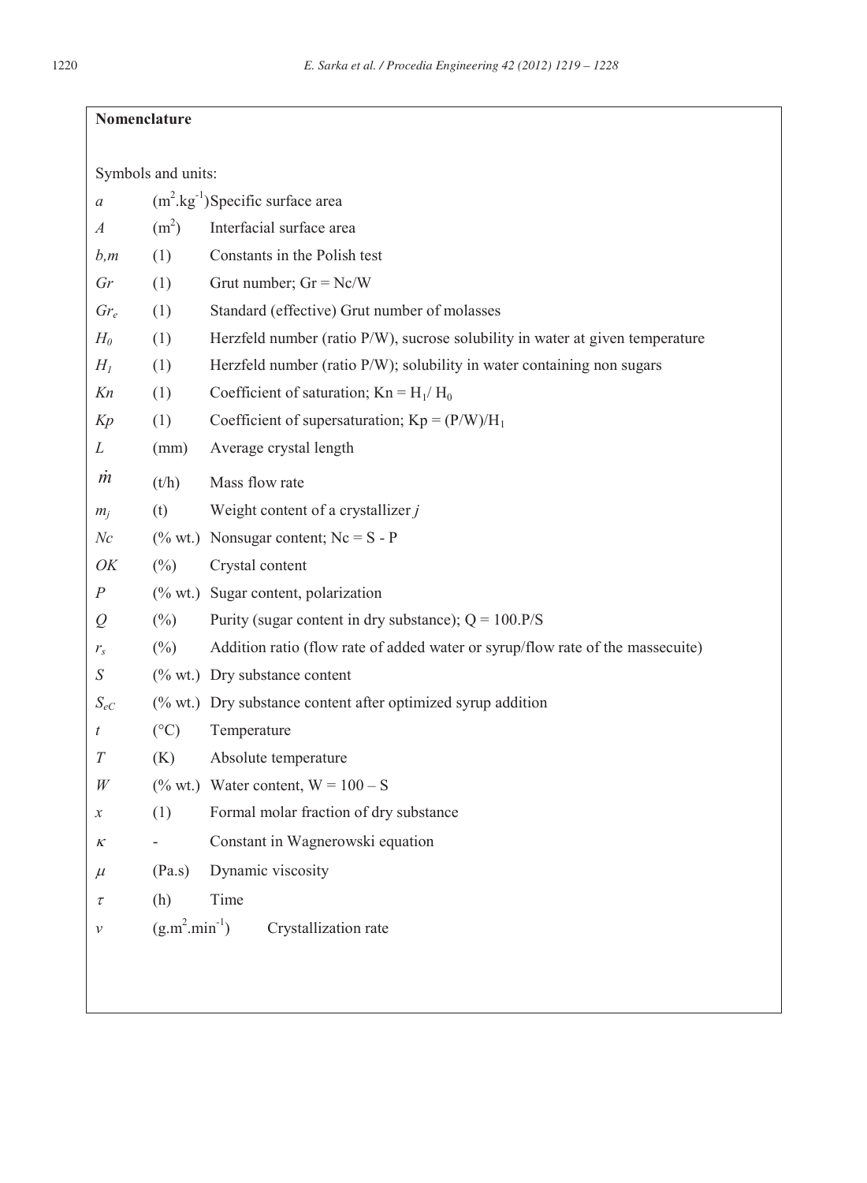## Nomenclature

Symbols and units:

| Symbol | Unit | Description |
|---|---|---|
| $a$ | ($m^2.kg^{-1}$) | Specific surface area |
| $A$ | ($m^2$) | Interfacial surface area |
| $b,m$ | (1) | Constants in the Polish test |
| $Gr$ | (1) | Grut number; $Gr = Nc/W$ |
| $Gr_e$ | (1) | Standard (effective) Grut number of molasses |
| $H_0$ | (1) | Herzfeld number (ratio P/W), sucrose solubility in water at given temperature |
| $H_1$ | (1) | Herzfeld number (ratio P/W); solubility in water containing non sugars |
| $Kn$ | (1) | Coefficient of saturation; $Kn = H_1/ H_0$ |
| $Kp$ | (1) | Coefficient of supersaturation; $Kp = (P/W)/H_1$ |
| $L$ | (mm) | Average crystal length |
| $\dot{m}$ | (t/h) | Mass flow rate |
| $m_j$ | (t) | Weight content of a crystallizer $j$ |
| $Nc$ | (% wt.) | Nonsugar content; $Nc = S - P$ |
| $OK$ | (%) | Crystal content |
| $P$ | (% wt.) | Sugar content, polarization |
| $Q$ | (%) | Purity (sugar content in dry substance); $Q = 100.P/S$ |
| $r_s$ | (%) | Addition ratio (flow rate of added water or syrup/flow rate of the massecuite) |
| $S$ | (% wt.) | Dry substance content |
| $S_{eC}$ | (% wt.) | Dry substance content after optimized syrup addition |
| $t$ | (°C) | Temperature |
| $T$ | (K) | Absolute temperature |
| $W$ | (% wt.) | Water content, $W = 100 – S$ |
| $x$ | (1) | Formal molar fraction of dry substance |
| $\kappa$ | - | Constant in Wagnerowski equation |
| $\mu$ | (Pa.s) | Dynamic viscosity |
| $\tau$ | (h) | Time |
| $v$ | ($g.m^2.min^{-1}$) | Crystallization rate |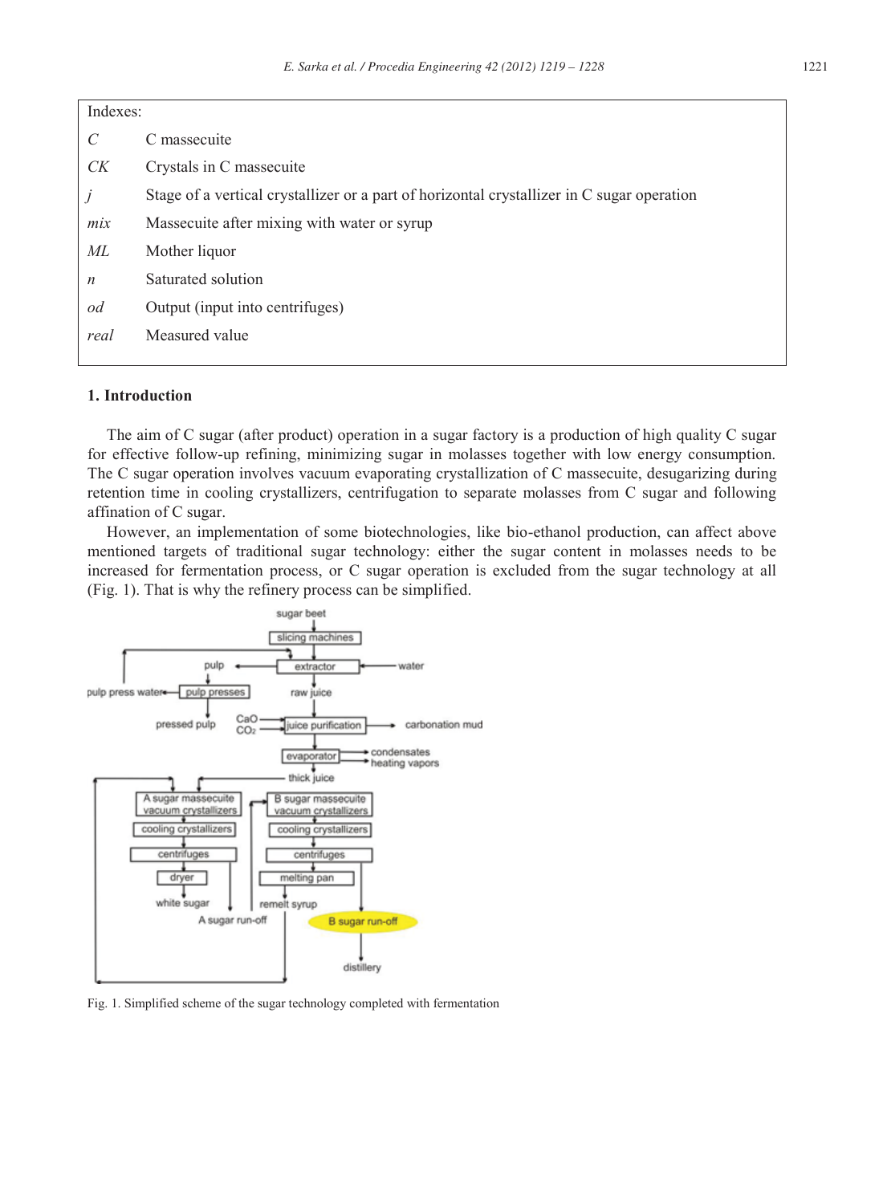| Indexes: | |
|---|---|
| *C* | C massecuite |
| *CK* | Crystals in C massecuite |
| *j* | Stage of a vertical crystallizer or a part of horizontal crystallizer in C sugar operation |
| *mix* | Massecuite after mixing with water or syrup |
| *ML* | Mother liquor |
| *n* | Saturated solution |
| *od* | Output (input into centrifuges) |
| *real* | Measured value |

## 1. Introduction

The aim of C sugar (after product) operation in a sugar factory is a production of high quality C sugar for effective follow-up refining, minimizing sugar in molasses together with low energy consumption. The C sugar operation involves vacuum evaporating crystallization of C massecuite, desugarizing during retention time in cooling crystallizers, centrifugation to separate molasses from C sugar and following affination of C sugar.

However, an implementation of some biotechnologies, like bio-ethanol production, can affect above mentioned targets of traditional sugar technology: either the sugar content in molasses needs to be increased for fermentation process, or C sugar operation is excluded from the sugar technology at all (Fig. 1). That is why the refinery process can be simplified.

sugar beet
slicing machines
pulp
extractor
water
pulp press water
pulp presses
raw juice
pressed pulp
CaO
$CO_2$
juice purification
carbonation mud
evaporator
condensates
heating vapors
thick juice
A sugar massecuite vacuum crystallizers
cooling crystallizers
centrifuges
dryer
white sugar
A sugar run-off
B sugar massecuite vacuum crystallizers
cooling crystallizers
centrifuges
melting pan
remelt syrup
B sugar run-off
distillery

Fig. 1. Simplified scheme of the sugar technology completed with fermentation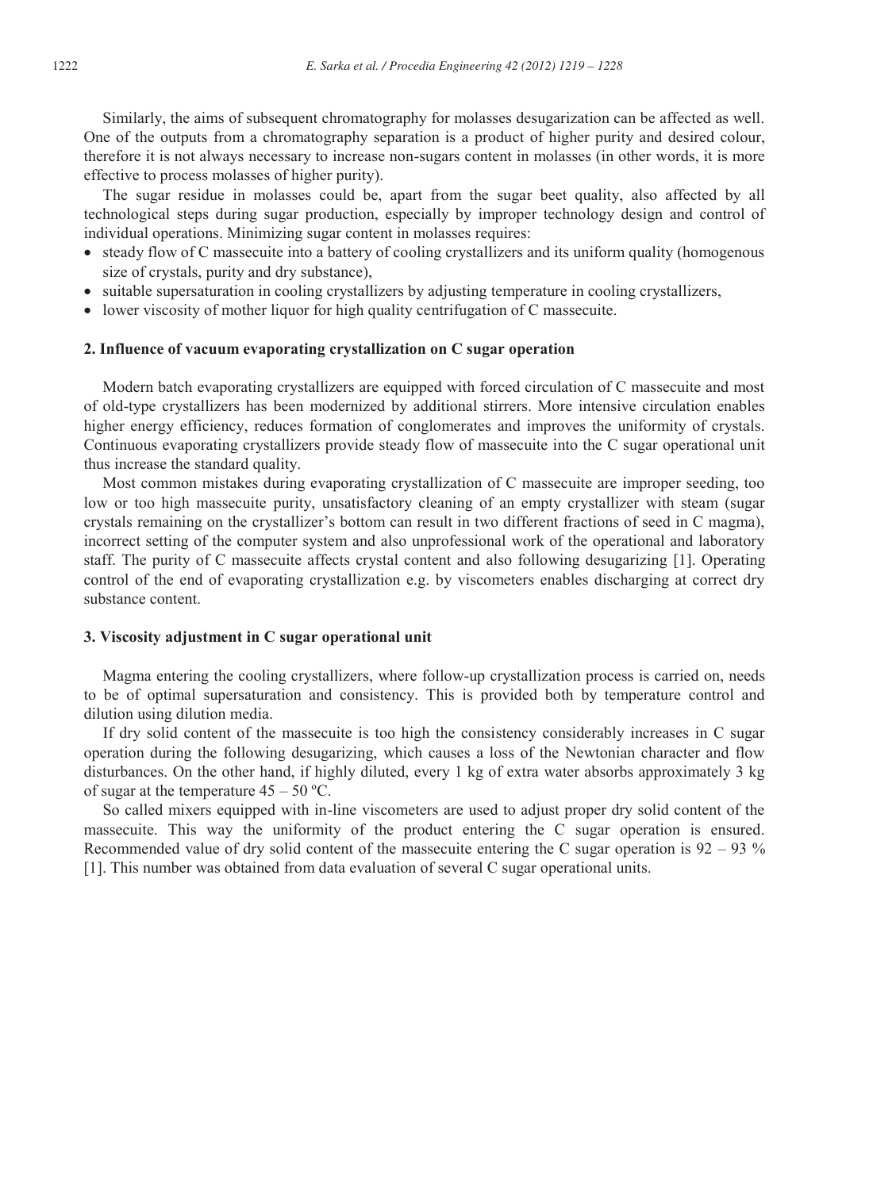Similarly, the aims of subsequent chromatography for molasses desugarization can be affected as well. One of the outputs from a chromatography separation is a product of higher purity and desired colour, therefore it is not always necessary to increase non-sugars content in molasses (in other words, it is more effective to process molasses of higher purity).

The sugar residue in molasses could be, apart from the sugar beet quality, also affected by all technological steps during sugar production, especially by improper technology design and control of individual operations. Minimizing sugar content in molasses requires:

- steady flow of C massecuite into a battery of cooling crystallizers and its uniform quality (homogenous size of crystals, purity and dry substance),
- suitable supersaturation in cooling crystallizers by adjusting temperature in cooling crystallizers,
- lower viscosity of mother liquor for high quality centrifugation of C massecuite.

## 2. Influence of vacuum evaporating crystallization on C sugar operation

Modern batch evaporating crystallizers are equipped with forced circulation of C massecuite and most of old-type crystallizers has been modernized by additional stirrers. More intensive circulation enables higher energy efficiency, reduces formation of conglomerates and improves the uniformity of crystals. Continuous evaporating crystallizers provide steady flow of massecuite into the C sugar operational unit thus increase the standard quality.

Most common mistakes during evaporating crystallization of C massecuite are improper seeding, too low or too high massecuite purity, unsatisfactory cleaning of an empty crystallizer with steam (sugar crystals remaining on the crystallizer's bottom can result in two different fractions of seed in C magma), incorrect setting of the computer system and also unprofessional work of the operational and laboratory staff. The purity of C massecuite affects crystal content and also following desugarizing [1]. Operating control of the end of evaporating crystallization e.g. by viscometers enables discharging at correct dry substance content.

## 3. Viscosity adjustment in C sugar operational unit

Magma entering the cooling crystallizers, where follow-up crystallization process is carried on, needs to be of optimal supersaturation and consistency. This is provided both by temperature control and dilution using dilution media.

If dry solid content of the massecuite is too high the consistency considerably increases in C sugar operation during the following desugarizing, which causes a loss of the Newtonian character and flow disturbances. On the other hand, if highly diluted, every 1 kg of extra water absorbs approximately 3 kg of sugar at the temperature 45 – 50 ºC.

So called mixers equipped with in-line viscometers are used to adjust proper dry solid content of the massecuite. This way the uniformity of the product entering the C sugar operation is ensured. Recommended value of dry solid content of the massecuite entering the C sugar operation is 92 – 93 % [1]. This number was obtained from data evaluation of several C sugar operational units.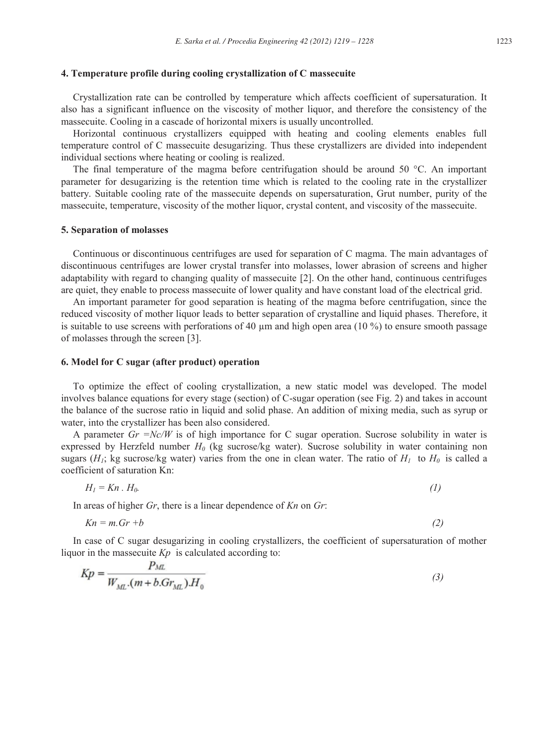## 4. Temperature profile during cooling crystallization of C massecuite

Crystallization rate can be controlled by temperature which affects coefficient of supersaturation. It also has a significant influence on the viscosity of mother liquor, and therefore the consistency of the massecuite. Cooling in a cascade of horizontal mixers is usually uncontrolled.

Horizontal continuous crystallizers equipped with heating and cooling elements enables full temperature control of C massecuite desugarizing. Thus these crystallizers are divided into independent individual sections where heating or cooling is realized.

The final temperature of the magma before centrifugation should be around 50 °C. An important parameter for desugarizing is the retention time which is related to the cooling rate in the crystallizer battery. Suitable cooling rate of the massecuite depends on supersaturation, Grut number, purity of the massecuite, temperature, viscosity of the mother liquor, crystal content, and viscosity of the massecuite.

## 5. Separation of molasses

Continuous or discontinuous centrifuges are used for separation of C magma. The main advantages of discontinuous centrifuges are lower crystal transfer into molasses, lower abrasion of screens and higher adaptability with regard to changing quality of massecuite [2]. On the other hand, continuous centrifuges are quiet, they enable to process massecuite of lower quality and have constant load of the electrical grid.

An important parameter for good separation is heating of the magma before centrifugation, since the reduced viscosity of mother liquor leads to better separation of crystalline and liquid phases. Therefore, it is suitable to use screens with perforations of 40 μm and high open area (10 %) to ensure smooth passage of molasses through the screen [3].

## 6. Model for C sugar (after product) operation

To optimize the effect of cooling crystallization, a new static model was developed. The model involves balance equations for every stage (section) of C-sugar operation (see Fig. 2) and takes in account the balance of the sucrose ratio in liquid and solid phase. An addition of mixing media, such as syrup or water, into the crystallizer has been also considered.

A parameter $Gr = Nc/W$ is of high importance for C sugar operation. Sucrose solubility in water is expressed by Herzfeld number $H_0$ (kg sucrose/kg water). Sucrose solubility in water containing non sugars ($H_1$; kg sucrose/kg water) varies from the one in clean water. The ratio of $H_1$ to $H_0$ is called a coefficient of saturation Kn:

$$H_1 = Kn \cdot H_0. \tag{1}$$

In areas of higher $Gr$, there is a linear dependence of $Kn$ on $Gr$:

$$Kn = m.Gr + b \tag{2}$$

In case of C sugar desugarizing in cooling crystallizers, the coefficient of supersaturation of mother liquor in the massecuite $Kp$ is calculated according to:

$$Kp = \frac{P_{ML}}{W_{ML}.(m + b.Gr_{ML}).H_0} \tag{3}$$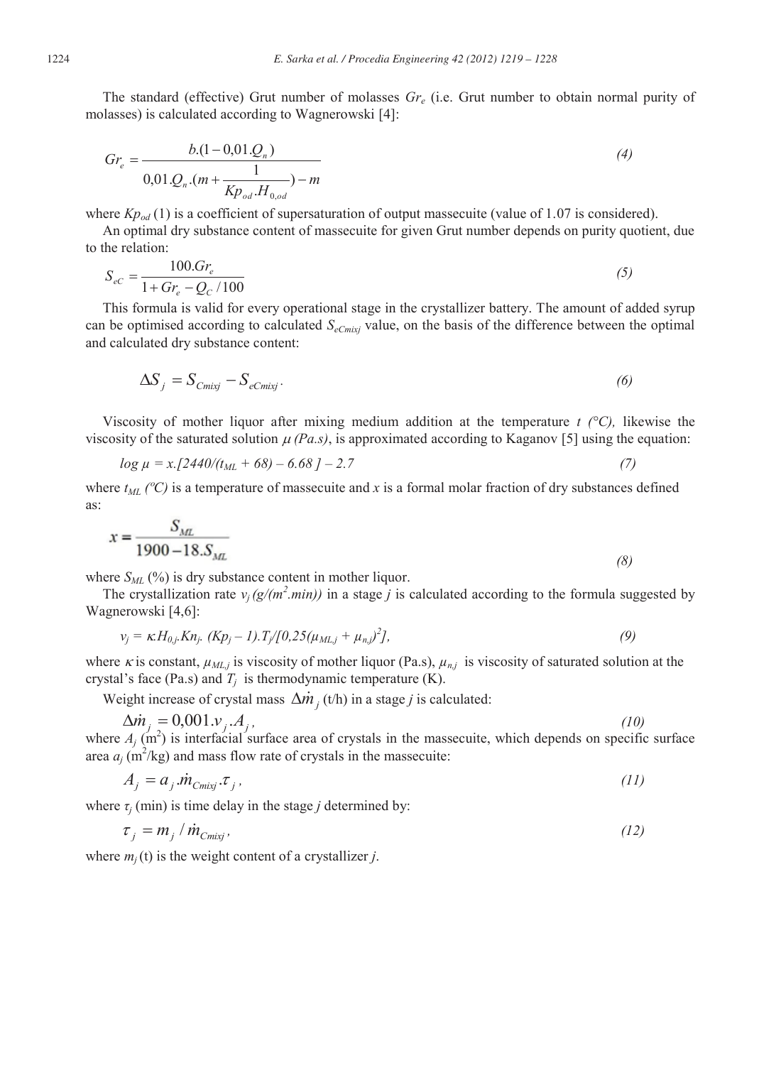The standard (effective) Grut number of molasses $Gr_e$ (i.e. Grut number to obtain normal purity of molasses) is calculated according to Wagnerowski [4]:

$$Gr_e = \frac{b.(1-0{,}01.Q_n)}{0{,}01.Q_n.(m + \dfrac{1}{Kp_{od}.H_{0,od}}) - m} \tag{4}$$

where $Kp_{od}$ (1) is a coefficient of supersaturation of output massecuite (value of 1.07 is considered).

An optimal dry substance content of massecuite for given Grut number depends on purity quotient, due to the relation:

$$S_{eC} = \frac{100.Gr_e}{1 + Gr_e - Q_C/100} \tag{5}$$

This formula is valid for every operational stage in the crystallizer battery. The amount of added syrup can be optimised according to calculated $S_{eCmixj}$ value, on the basis of the difference between the optimal and calculated dry substance content:

$$\Delta S_j = S_{Cmixj} - S_{eCmixj}. \tag{6}$$

Viscosity of mother liquor after mixing medium addition at the temperature $t$ (°C), likewise the viscosity of the saturated solution $\mu$ (Pa.s), is approximated according to Kaganov [5] using the equation:

$$\log \mu = x.[2440/(t_{ML} + 68) - 6.68] - 2.7 \tag{7}$$

where $t_{ML}$ (°C) is a temperature of massecuite and $x$ is a formal molar fraction of dry substances defined as:

$$x = \frac{S_{ML}}{1900 - 18.S_{ML}} \tag{8}$$

where $S_{ML}$ (%) is dry substance content in mother liquor.

The crystallization rate $v_j$ $(g/(m^2.min))$ in a stage $j$ is calculated according to the formula suggested by Wagnerowski [4,6]:

$$v_j = \kappa.H_{0,j}.Kn_j.(Kp_j - 1).T_j/[0{,}25(\mu_{ML,j} + \mu_{n,j})^2], \tag{9}$$

where $\kappa$ is constant, $\mu_{ML,j}$ is viscosity of mother liquor (Pa.s), $\mu_{n,j}$ is viscosity of saturated solution at the crystal's face (Pa.s) and $T_j$ is thermodynamic temperature (K).

Weight increase of crystal mass $\Delta\dot{m}_j$ (t/h) in a stage $j$ is calculated:

$$\Delta\dot{m}_j = 0{,}001.v_j.A_j, \tag{10}$$

where $A_j$ $(m^2)$ is interfacial surface area of crystals in the massecuite, which depends on specific surface area $a_j$ $(m^2/kg)$ and mass flow rate of crystals in the massecuite:

$$A_j = a_j.\dot{m}_{Cmixj}.\tau_j, \tag{11}$$

where $\tau_j$ (min) is time delay in the stage $j$ determined by:

$$\tau_j = m_j / \dot{m}_{Cmixj}, \tag{12}$$

where $m_j$ (t) is the weight content of a crystallizer $j$.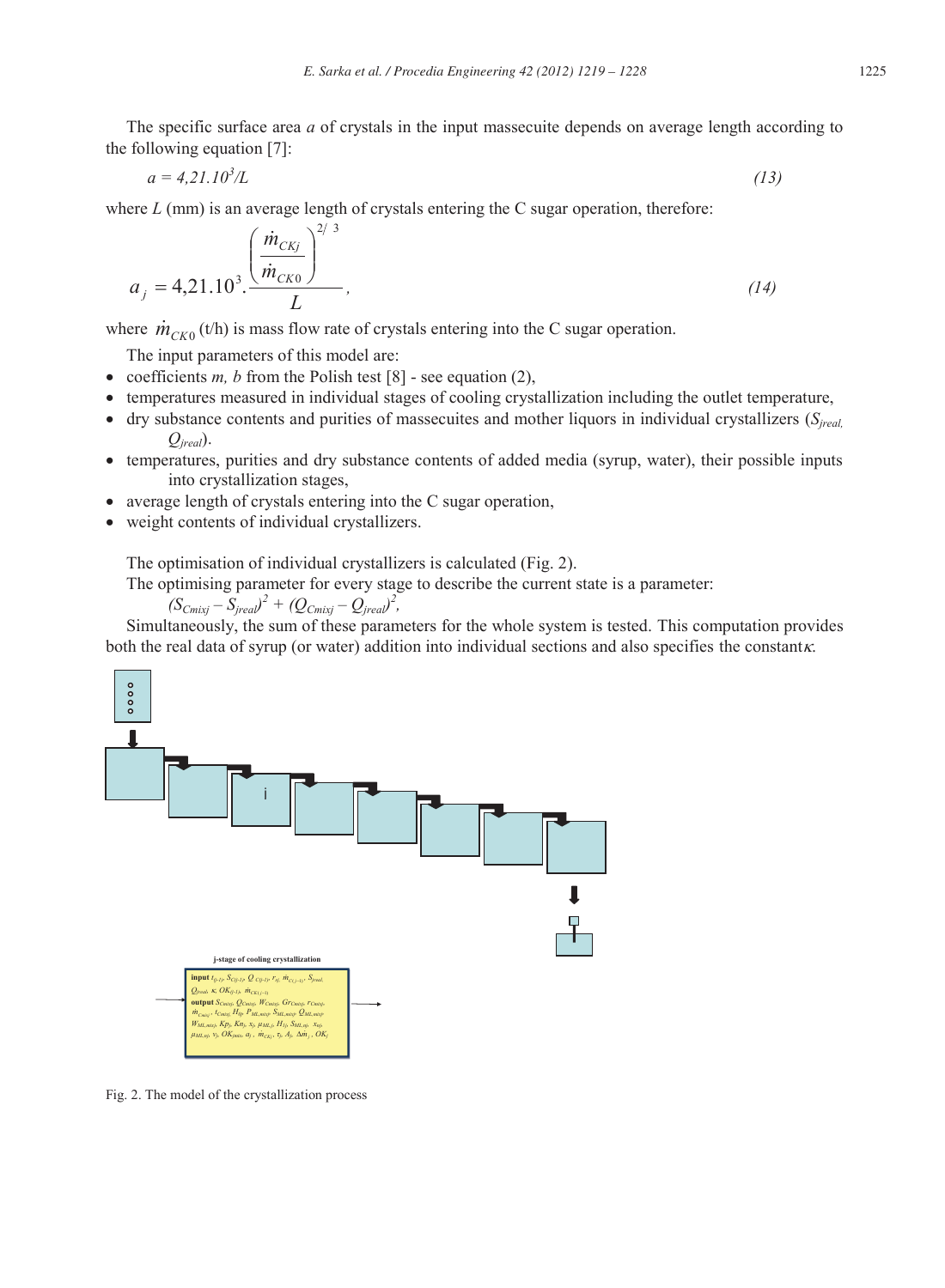The specific surface area $a$ of crystals in the input massecuite depends on average length according to the following equation [7]:

$$a = 4{,}21.10^3/L \tag{13}$$

where $L$ (mm) is an average length of crystals entering the C sugar operation, therefore:

$$a_j = 4{,}21.10^3.\frac{\left(\dfrac{\dot{m}_{CKj}}{\dot{m}_{CK0}}\right)^{2/3}}{L}, \tag{14}$$

where $\dot{m}_{CK0}$ (t/h) is mass flow rate of crystals entering into the C sugar operation.

The input parameters of this model are:

- coefficients $m$, $b$ from the Polish test [8] - see equation (2),
- temperatures measured in individual stages of cooling crystallization including the outlet temperature,
- dry substance contents and purities of massecuites and mother liquors in individual crystallizers ($S_{jreal}$, $Q_{jreal}$).
- temperatures, purities and dry substance contents of added media (syrup, water), their possible inputs into crystallization stages,
- average length of crystals entering into the C sugar operation,
- weight contents of individual crystallizers.

The optimisation of individual crystallizers is calculated (Fig. 2).

The optimising parameter for every stage to describe the current state is a parameter:

$(S_{Cmixj} - S_{jreal})^2 + (Q_{Cmixj} - Q_{jreal})^2$,

Simultaneously, the sum of these parameters for the whole system is tested. This computation provides both the real data of syrup (or water) addition into individual sections and also specifies the constant $\kappa$.

i

j-stage of cooling crystallization

input $t_{(j-1)}$, $S_{C(j-1)}$, $Q_{C(j-1)}$, $r_{tj}$, $\dot{m}_{C(j-1)}$, $S_{jreal}$, $Q_{jreal}$, $\kappa$, $OK_{(j-1)}$, $\dot{m}_{CK(j-1)}$

output $S_{Cmixj}$, $Q_{Cmixj}$, $W_{Cmixj}$, $Gr_{Cmixj}$, $r_{Cmixj}$, $\dot{m}_{Cmixj}$, $t_{Cmixj}$, $H_{tj}$, $P_{ML,mixj}$, $S_{ML,mixj}$, $Q_{ML,mixj}$, $W_{ML,mixj}$, $Kp_j$, $Kn_j$, $x_j$, $\mu_{ML,j}$, $H_{1j}$, $S_{ML,nj}$, $x_{nj}$, $\mu_{ML,nj}$, $v_j$, $OK_{jmax}$, $a_j$, $\dot{m}_{CKj}$, $\tau_j$, $A_j$, $\Delta\dot{m}_j$, $OK_j$

Fig. 2. The model of the crystallization process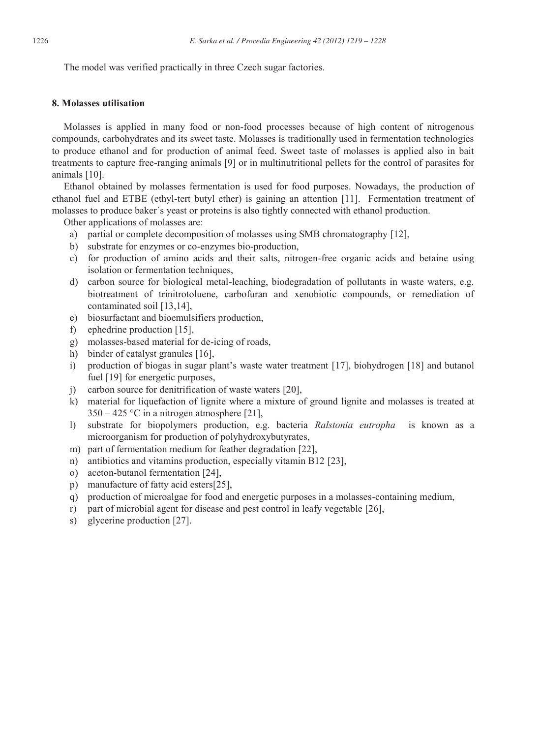The model was verified practically in three Czech sugar factories.

## 8. Molasses utilisation

Molasses is applied in many food or non-food processes because of high content of nitrogenous compounds, carbohydrates and its sweet taste. Molasses is traditionally used in fermentation technologies to produce ethanol and for production of animal feed. Sweet taste of molasses is applied also in bait treatments to capture free-ranging animals [9] or in multinutritional pellets for the control of parasites for animals [10].

Ethanol obtained by molasses fermentation is used for food purposes. Nowadays, the production of ethanol fuel and ETBE (ethyl-tert butyl ether) is gaining an attention [11]. Fermentation treatment of molasses to produce baker´s yeast or proteins is also tightly connected with ethanol production.

Other applications of molasses are:

a) partial or complete decomposition of molasses using SMB chromatography [12],
b) substrate for enzymes or co-enzymes bio-production,
c) for production of amino acids and their salts, nitrogen-free organic acids and betaine using isolation or fermentation techniques,
d) carbon source for biological metal-leaching, biodegradation of pollutants in waste waters, e.g. biotreatment of trinitrotoluene, carbofuran and xenobiotic compounds, or remediation of contaminated soil [13,14],
e) biosurfactant and bioemulsifiers production,
f) ephedrine production [15],
g) molasses-based material for de-icing of roads,
h) binder of catalyst granules [16],
i) production of biogas in sugar plant's waste water treatment [17], biohydrogen [18] and butanol fuel [19] for energetic purposes,
j) carbon source for denitrification of waste waters [20],
k) material for liquefaction of lignite where a mixture of ground lignite and molasses is treated at 350 – 425 °C in a nitrogen atmosphere [21],
l) substrate for biopolymers production, e.g. bacteria *Ralstonia eutropha* is known as a microorganism for production of polyhydroxybutyrates,
m) part of fermentation medium for feather degradation [22],
n) antibiotics and vitamins production, especially vitamin B12 [23],
o) aceton-butanol fermentation [24],
p) manufacture of fatty acid esters[25],
q) production of microalgae for food and energetic purposes in a molasses-containing medium,
r) part of microbial agent for disease and pest control in leafy vegetable [26],
s) glycerine production [27].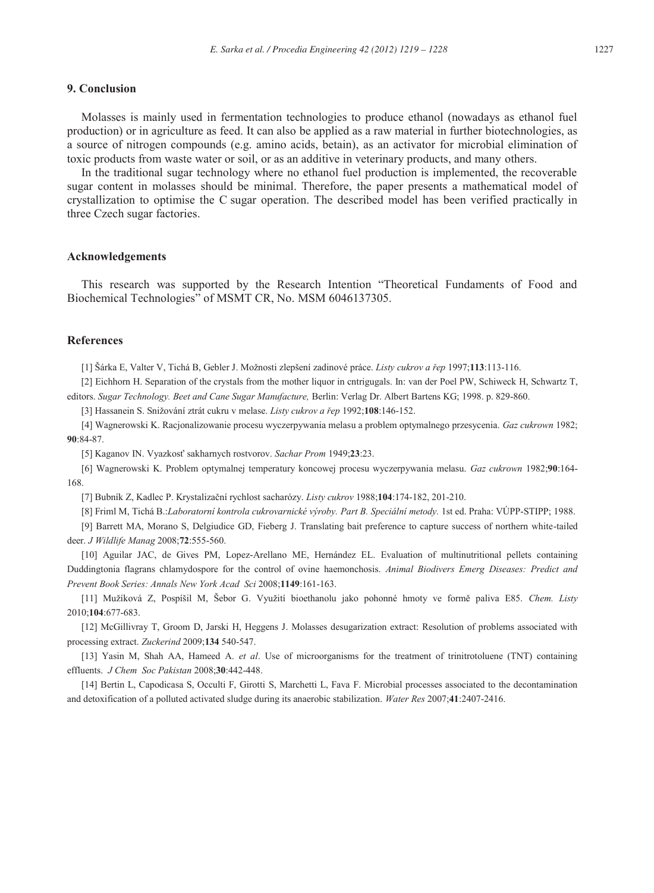## 9. Conclusion

Molasses is mainly used in fermentation technologies to produce ethanol (nowadays as ethanol fuel production) or in agriculture as feed. It can also be applied as a raw material in further biotechnologies, as a source of nitrogen compounds (e.g. amino acids, betain), as an activator for microbial elimination of toxic products from waste water or soil, or as an additive in veterinary products, and many others.

In the traditional sugar technology where no ethanol fuel production is implemented, the recoverable sugar content in molasses should be minimal. Therefore, the paper presents a mathematical model of crystallization to optimise the C sugar operation. The described model has been verified practically in three Czech sugar factories.

## Acknowledgements

This research was supported by the Research Intention "Theoretical Fundaments of Food and Biochemical Technologies" of MSMT CR, No. MSM 6046137305.

## References

[1] Šárka E, Valter V, Tichá B, Gebler J. Možnosti zlepšení zadinové práce. *Listy cukrov a řep* 1997;**113**:113-116.

[2] Eichhorn H. Separation of the crystals from the mother liquor in cntrigugals. In: van der Poel PW, Schiweck H, Schwartz T, editors. *Sugar Technology. Beet and Cane Sugar Manufacture,* Berlin: Verlag Dr. Albert Bartens KG; 1998. p. 829-860.

[3] Hassanein S. Snižování ztrát cukru v melase. *Listy cukrov a řep* 1992;**108**:146-152.

[4] Wagnerowski K. Racjonalizowanie procesu wyczerpywania melasu a problem optymalnego przesycenia. *Gaz cukrown* 1982; **90**:84-87.

[5] Kaganov IN. Vyazkosť sakharnych rostvorov. *Sachar Prom* 1949;**23**:23.

[6] Wagnerowski K. Problem optymalnej temperatury koncowej procesu wyczerpywania melasu. *Gaz cukrown* 1982;**90**:164-168.

[7] Bubník Z, Kadlec P. Krystalizační rychlost sacharózy. *Listy cukrov* 1988;**104**:174-182, 201-210.

[8] Friml M, Tichá B.:*Laboratorní kontrola cukrovarnické výroby. Part B. Speciální metody.* 1st ed. Praha: VÚPP-STIPP; 1988.

[9] Barrett MA, Morano S, Delgiudice GD, Fieberg J. Translating bait preference to capture success of northern white-tailed deer. *J Wildlife Manag* 2008;**72**:555-560.

[10] Aguilar JAC, de Gives PM, Lopez-Arellano ME, Hernández EL. Evaluation of multinutritional pellets containing Duddingtonia flagrans chlamydospore for the control of ovine haemonchosis. *Animal Biodivers Emerg Diseases: Predict and Prevent Book Series: Annals New York Acad Sci* 2008;**1149**:161-163.

[11] Mužíková Z, Pospíšil M, Šebor G. Využití bioethanolu jako pohonné hmoty ve formě paliva E85. *Chem. Listy* 2010;**104**:677-683.

[12] McGillivray T, Groom D, Jarski H, Heggens J. Molasses desugarization extract: Resolution of problems associated with processing extract. *Zuckerind* 2009;**134** 540-547.

[13] Yasin M, Shah AA, Hameed A. *et al*. Use of microorganisms for the treatment of trinitrotoluene (TNT) containing effluents. *J Chem Soc Pakistan* 2008;**30**:442-448.

[14] Bertin L, Capodicasa S, Occulti F, Girotti S, Marchetti L, Fava F. Microbial processes associated to the decontamination and detoxification of a polluted activated sludge during its anaerobic stabilization. *Water Res* 2007;**41**:2407-2416.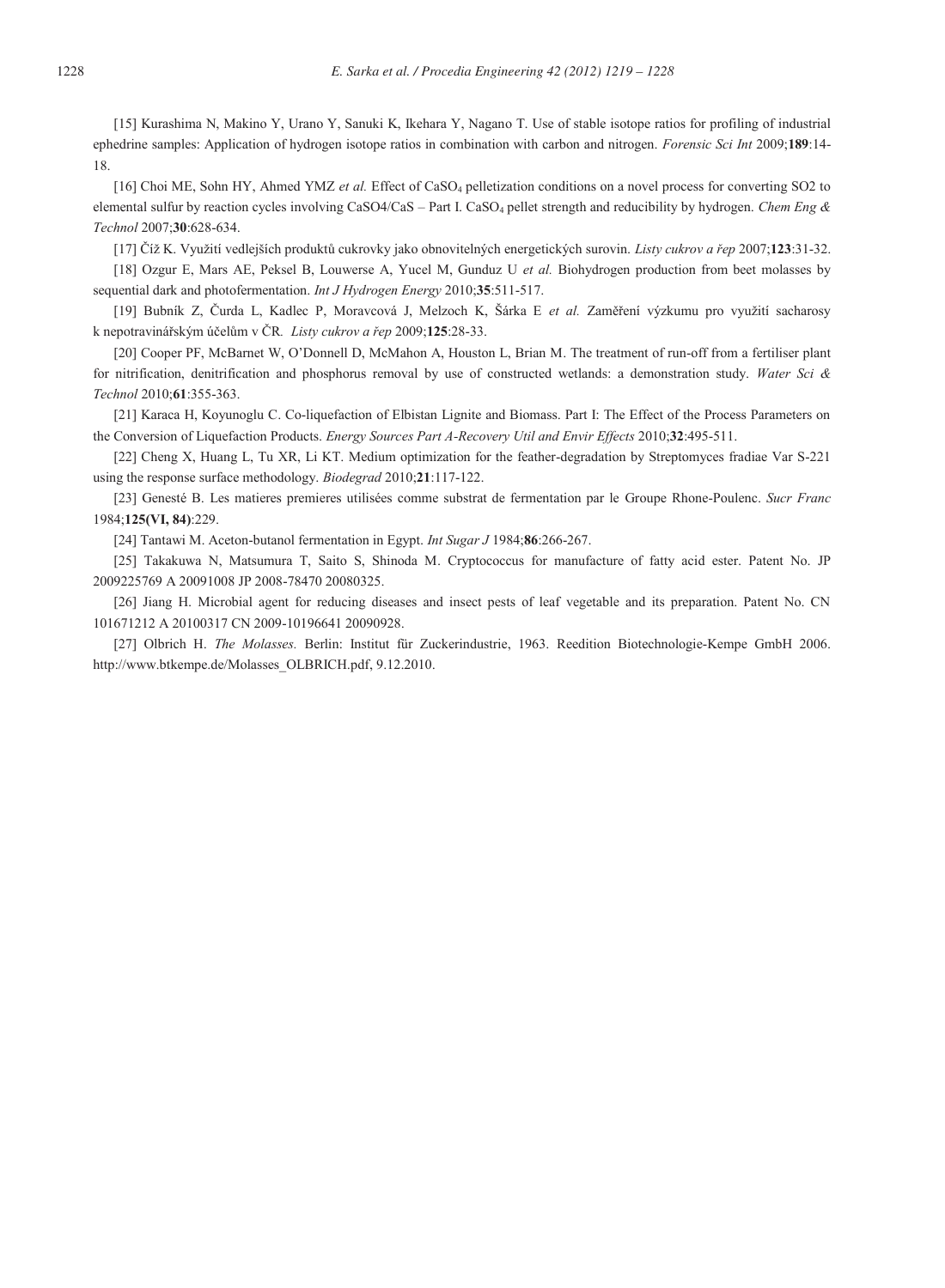[15] Kurashima N, Makino Y, Urano Y, Sanuki K, Ikehara Y, Nagano T. Use of stable isotope ratios for profiling of industrial ephedrine samples: Application of hydrogen isotope ratios in combination with carbon and nitrogen. *Forensic Sci Int* 2009;**189**:14-18.

[16] Choi ME, Sohn HY, Ahmed YMZ *et al.* Effect of $CaSO_4$ pelletization conditions on a novel process for converting SO2 to elemental sulfur by reaction cycles involving CaSO4/CaS – Part I. $CaSO_4$ pellet strength and reducibility by hydrogen. *Chem Eng & Technol* 2007;**30**:628-634.

[17] Číž K. Využití vedlejších produktů cukrovky jako obnovitelných energetických surovin. *Listy cukrov a řep* 2007;**123**:31-32.

[18] Ozgur E, Mars AE, Peksel B, Louwerse A, Yucel M, Gunduz U *et al.* Biohydrogen production from beet molasses by sequential dark and photofermentation. *Int J Hydrogen Energy* 2010;**35**:511-517.

[19] Bubník Z, Čurda L, Kadlec P, Moravcová J, Melzoch K, Šárka E *et al.* Zaměření výzkumu pro využití sacharosy k nepotravinářským účelům v ČR. *Listy cukrov a řep* 2009;**125**:28-33.

[20] Cooper PF, McBarnet W, O'Donnell D, McMahon A, Houston L, Brian M. The treatment of run-off from a fertiliser plant for nitrification, denitrification and phosphorus removal by use of constructed wetlands: a demonstration study. *Water Sci & Technol* 2010;**61**:355-363.

[21] Karaca H, Koyunoglu C. Co-liquefaction of Elbistan Lignite and Biomass. Part I: The Effect of the Process Parameters on the Conversion of Liquefaction Products. *Energy Sources Part A-Recovery Util and Envir Effects* 2010;**32**:495-511.

[22] Cheng X, Huang L, Tu XR, Li KT. Medium optimization for the feather-degradation by Streptomyces fradiae Var S-221 using the response surface methodology. *Biodegrad* 2010;**21**:117-122.

[23] Genesté B. Les matieres premieres utilisées comme substrat de fermentation par le Groupe Rhone-Poulenc. *Sucr Franc* 1984;**125(VI, 84)**:229.

[24] Tantawi M. Aceton-butanol fermentation in Egypt. *Int Sugar J* 1984;**86**:266-267.

[25] Takakuwa N, Matsumura T, Saito S, Shinoda M. Cryptococcus for manufacture of fatty acid ester. Patent No. JP 2009225769 A 20091008 JP 2008-78470 20080325.

[26] Jiang H. Microbial agent for reducing diseases and insect pests of leaf vegetable and its preparation. Patent No. CN 101671212 A 20100317 CN 2009-10196641 20090928.

[27] Olbrich H. *The Molasses.* Berlin: Institut für Zuckerindustrie, 1963. Reedition Biotechnologie-Kempe GmbH 2006. http://www.btkempe.de/Molasses_OLBRICH.pdf, 9.12.2010.